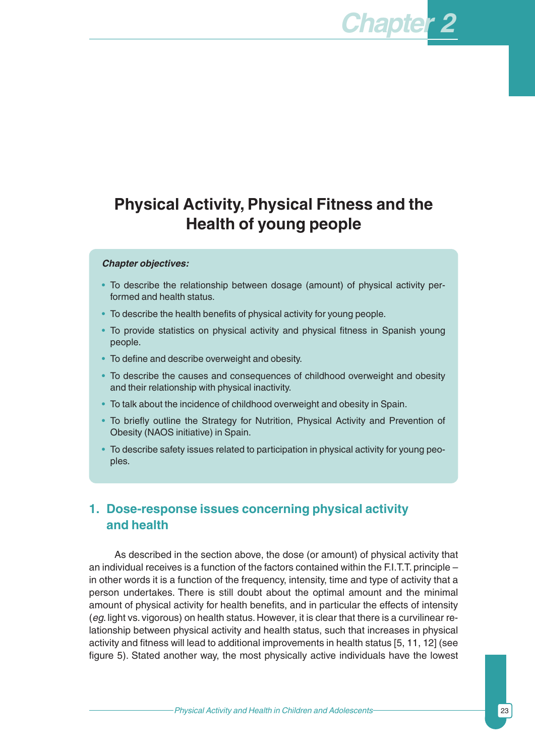# Chapter 2

## Physical Activity, Physical Fitness and the Health of young people

***Chapter objectives:***

- To describe the relationship between dosage (amount) of physical activity performed and health status.
- To describe the health benefits of physical activity for young people.
- To provide statistics on physical activity and physical fitness in Spanish young people.
- To define and describe overweight and obesity.
- To describe the causes and consequences of childhood overweight and obesity and their relationship with physical inactivity.
- To talk about the incidence of childhood overweight and obesity in Spain.
- To briefly outline the Strategy for Nutrition, Physical Activity and Prevention of Obesity (NAOS initiative) in Spain.
- To describe safety issues related to participation in physical activity for young peoples.

### 1. Dose-response issues concerning physical activity and health

As described in the section above, the dose (or amount) of physical activity that an individual receives is a function of the factors contained within the F.I.T.T. principle – in other words it is a function of the frequency, intensity, time and type of activity that a person undertakes. There is still doubt about the optimal amount and the minimal amount of physical activity for health benefits, and in particular the effects of intensity (*eg.* light vs. vigorous) on health status. However, it is clear that there is a curvilinear relationship between physical activity and health status, such that increases in physical activity and fitness will lead to additional improvements in health status [5, 11, 12] (see figure 5). Stated another way, the most physically active individuals have the lowest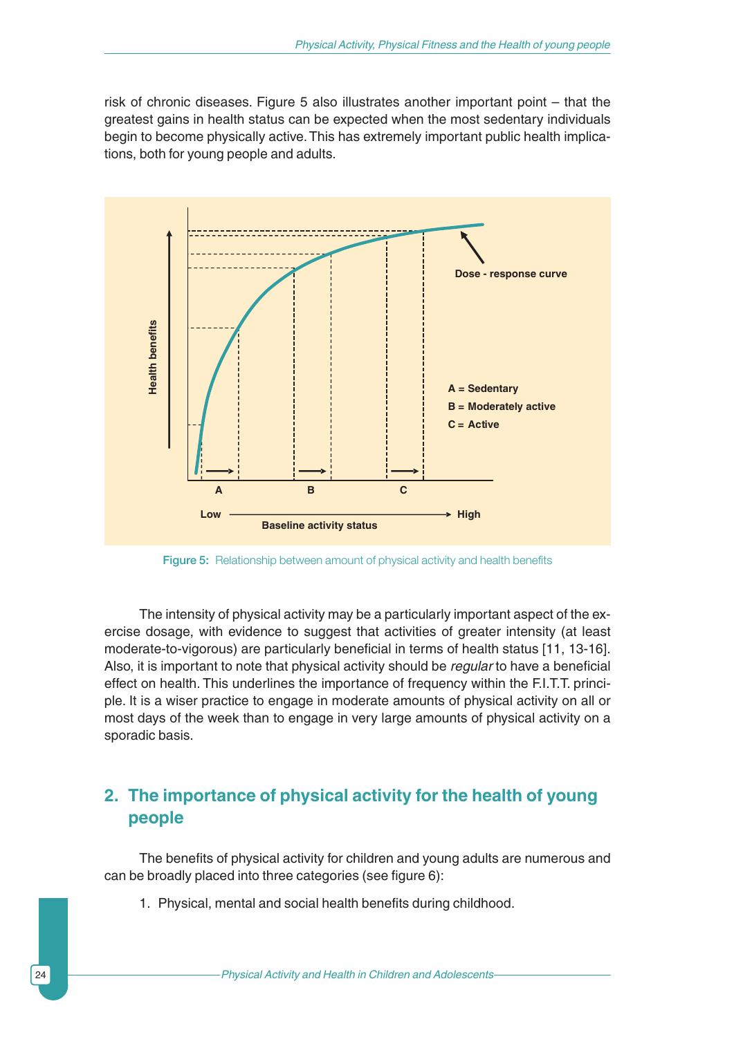risk of chronic diseases. Figure 5 also illustrates another important point – that the greatest gains in health status can be expected when the most sedentary individuals begin to become physically active. This has extremely important public health implications, both for young people and adults.

Health benefits

Dose - response curve

A = Sedentary
B = Moderately active
C = Active

A B C

Low → High
Baseline activity status

Figure 5: Relationship between amount of physical activity and health benefits

The intensity of physical activity may be a particularly important aspect of the exercise dosage, with evidence to suggest that activities of greater intensity (at least moderate-to-vigorous) are particularly beneficial in terms of health status [11, 13-16]. Also, it is important to note that physical activity should be *regular* to have a beneficial effect on health. This underlines the importance of frequency within the F.I.T.T. principle. It is a wiser practice to engage in moderate amounts of physical activity on all or most days of the week than to engage in very large amounts of physical activity on a sporadic basis.

## 2. The importance of physical activity for the health of young people

The benefits of physical activity for children and young adults are numerous and can be broadly placed into three categories (see figure 6):

1. Physical, mental and social health benefits during childhood.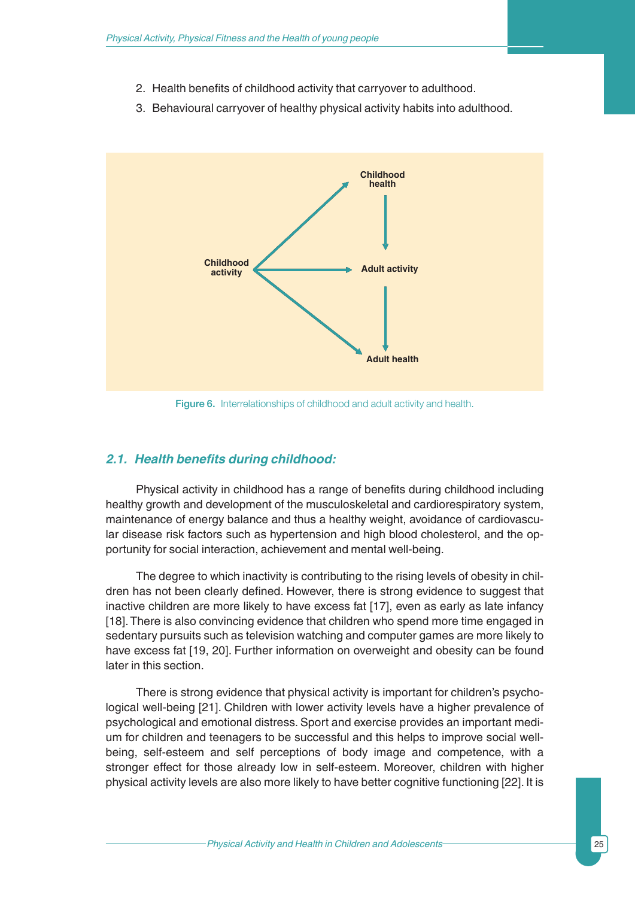2. Health benefits of childhood activity that carryover to adulthood.
3. Behavioural carryover of healthy physical activity habits into adulthood.

Figure 6. Interrelationships of childhood and adult activity and health.

### 2.1. Health benefits during childhood:

Physical activity in childhood has a range of benefits during childhood including healthy growth and development of the musculoskeletal and cardiorespiratory system, maintenance of energy balance and thus a healthy weight, avoidance of cardiovascular disease risk factors such as hypertension and high blood cholesterol, and the opportunity for social interaction, achievement and mental well-being.

The degree to which inactivity is contributing to the rising levels of obesity in children has not been clearly defined. However, there is strong evidence to suggest that inactive children are more likely to have excess fat [17], even as early as late infancy [18]. There is also convincing evidence that children who spend more time engaged in sedentary pursuits such as television watching and computer games are more likely to have excess fat [19, 20]. Further information on overweight and obesity can be found later in this section.

There is strong evidence that physical activity is important for children's psychological well-being [21]. Children with lower activity levels have a higher prevalence of psychological and emotional distress. Sport and exercise provides an important medium for children and teenagers to be successful and this helps to improve social well-being, self-esteem and self perceptions of body image and competence, with a stronger effect for those already low in self-esteem. Moreover, children with higher physical activity levels are also more likely to have better cognitive functioning [22]. It is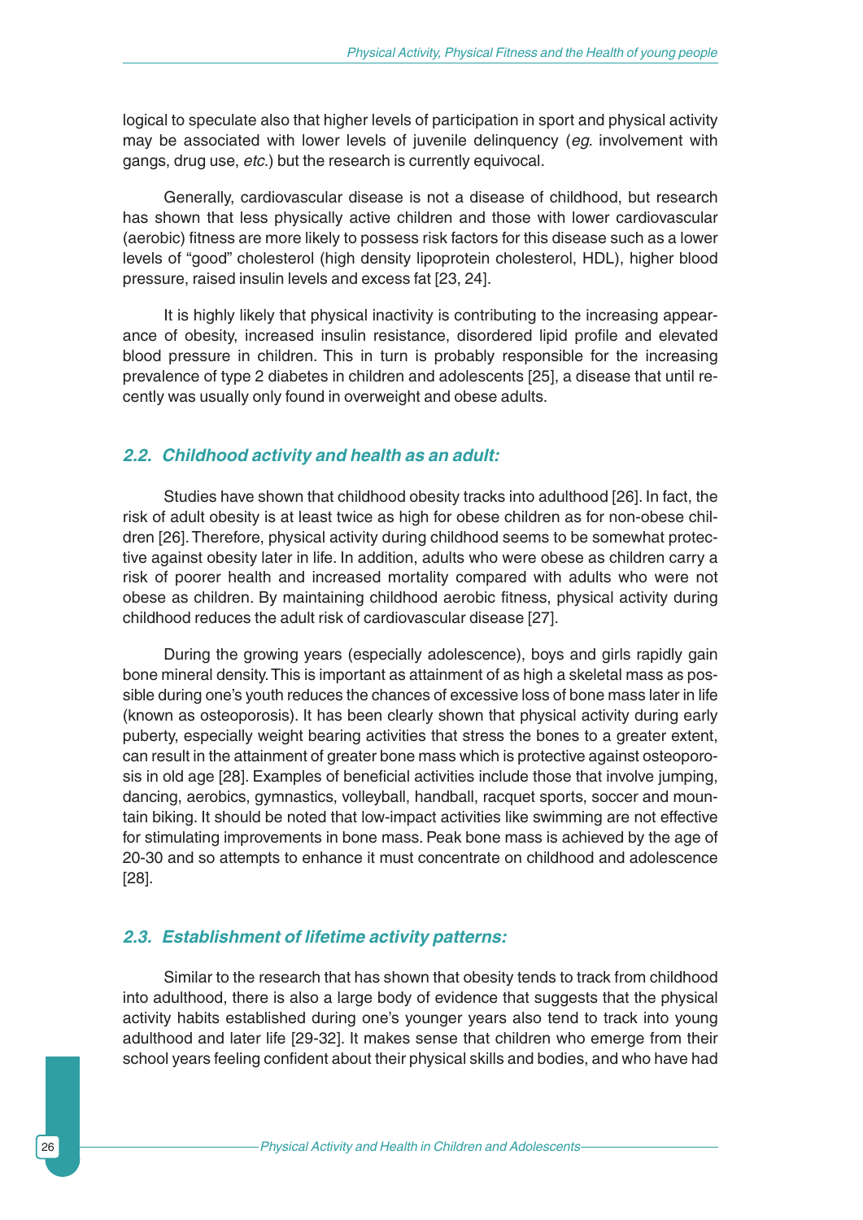logical to speculate also that higher levels of participation in sport and physical activity may be associated with lower levels of juvenile delinquency (*eg*. involvement with gangs, drug use, *etc*.) but the research is currently equivocal.

Generally, cardiovascular disease is not a disease of childhood, but research has shown that less physically active children and those with lower cardiovascular (aerobic) fitness are more likely to possess risk factors for this disease such as a lower levels of "good" cholesterol (high density lipoprotein cholesterol, HDL), higher blood pressure, raised insulin levels and excess fat [23, 24].

It is highly likely that physical inactivity is contributing to the increasing appearance of obesity, increased insulin resistance, disordered lipid profile and elevated blood pressure in children. This in turn is probably responsible for the increasing prevalence of type 2 diabetes in children and adolescents [25], a disease that until recently was usually only found in overweight and obese adults.

### *2.2. Childhood activity and health as an adult:*

Studies have shown that childhood obesity tracks into adulthood [26]. In fact, the risk of adult obesity is at least twice as high for obese children as for non-obese children [26]. Therefore, physical activity during childhood seems to be somewhat protective against obesity later in life. In addition, adults who were obese as children carry a risk of poorer health and increased mortality compared with adults who were not obese as children. By maintaining childhood aerobic fitness, physical activity during childhood reduces the adult risk of cardiovascular disease [27].

During the growing years (especially adolescence), boys and girls rapidly gain bone mineral density. This is important as attainment of as high a skeletal mass as possible during one's youth reduces the chances of excessive loss of bone mass later in life (known as osteoporosis). It has been clearly shown that physical activity during early puberty, especially weight bearing activities that stress the bones to a greater extent, can result in the attainment of greater bone mass which is protective against osteoporosis in old age [28]. Examples of beneficial activities include those that involve jumping, dancing, aerobics, gymnastics, volleyball, handball, racquet sports, soccer and mountain biking. It should be noted that low-impact activities like swimming are not effective for stimulating improvements in bone mass. Peak bone mass is achieved by the age of 20-30 and so attempts to enhance it must concentrate on childhood and adolescence [28].

### *2.3. Establishment of lifetime activity patterns:*

Similar to the research that has shown that obesity tends to track from childhood into adulthood, there is also a large body of evidence that suggests that the physical activity habits established during one's younger years also tend to track into young adulthood and later life [29-32]. It makes sense that children who emerge from their school years feeling confident about their physical skills and bodies, and who have had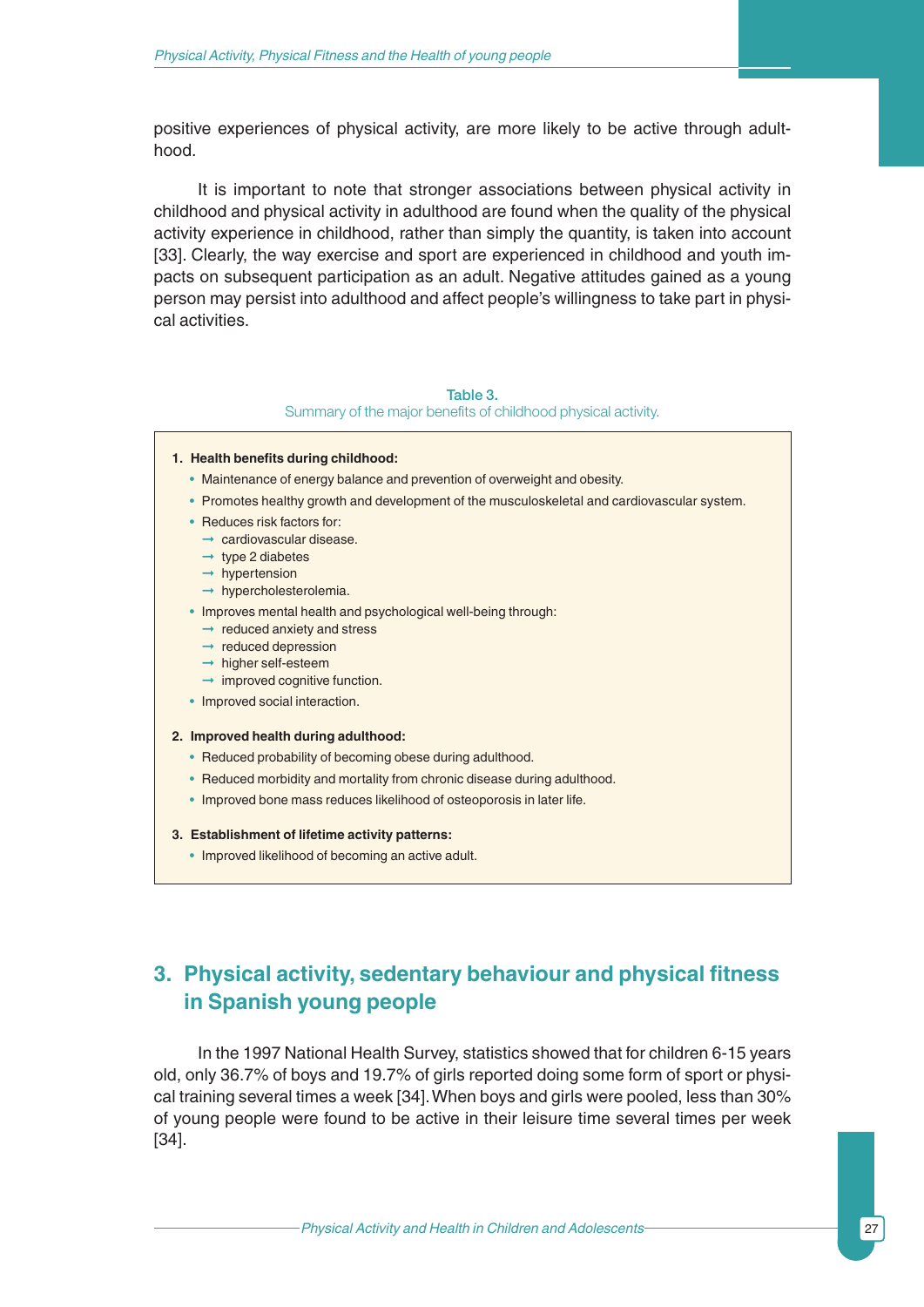positive experiences of physical activity, are more likely to be active through adulthood.

It is important to note that stronger associations between physical activity in childhood and physical activity in adulthood are found when the quality of the physical activity experience in childhood, rather than simply the quantity, is taken into account [33]. Clearly, the way exercise and sport are experienced in childhood and youth impacts on subsequent participation as an adult. Negative attitudes gained as a young person may persist into adulthood and affect people's willingness to take part in physical activities.

**Table 3.**
Summary of the major benefits of childhood physical activity.

1. **Health benefits during childhood:**
   - Maintenance of energy balance and prevention of overweight and obesity.
   - Promotes healthy growth and development of the musculoskeletal and cardiovascular system.
   - Reduces risk factors for:
     - → cardiovascular disease.
     - → type 2 diabetes
     - → hypertension
     - → hypercholesterolemia.
   - Improves mental health and psychological well-being through:
     - → reduced anxiety and stress
     - → reduced depression
     - → higher self-esteem
     - → improved cognitive function.
   - Improved social interaction.
2. **Improved health during adulthood:**
   - Reduced probability of becoming obese during adulthood.
   - Reduced morbidity and mortality from chronic disease during adulthood.
   - Improved bone mass reduces likelihood of osteoporosis in later life.
3. **Establishment of lifetime activity patterns:**
   - Improved likelihood of becoming an active adult.

## 3. Physical activity, sedentary behaviour and physical fitness in Spanish young people

In the 1997 National Health Survey, statistics showed that for children 6-15 years old, only 36.7% of boys and 19.7% of girls reported doing some form of sport or physical training several times a week [34]. When boys and girls were pooled, less than 30% of young people were found to be active in their leisure time several times per week [34].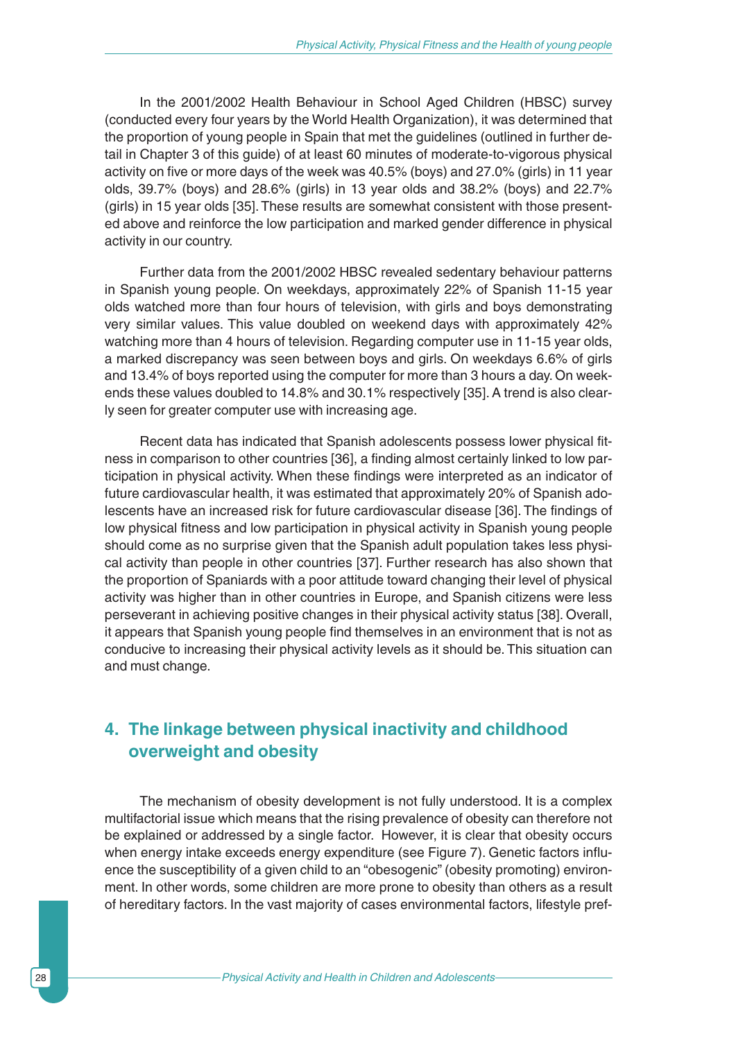In the 2001/2002 Health Behaviour in School Aged Children (HBSC) survey (conducted every four years by the World Health Organization), it was determined that the proportion of young people in Spain that met the guidelines (outlined in further detail in Chapter 3 of this guide) of at least 60 minutes of moderate-to-vigorous physical activity on five or more days of the week was 40.5% (boys) and 27.0% (girls) in 11 year olds, 39.7% (boys) and 28.6% (girls) in 13 year olds and 38.2% (boys) and 22.7% (girls) in 15 year olds [35]. These results are somewhat consistent with those presented above and reinforce the low participation and marked gender difference in physical activity in our country.

Further data from the 2001/2002 HBSC revealed sedentary behaviour patterns in Spanish young people. On weekdays, approximately 22% of Spanish 11-15 year olds watched more than four hours of television, with girls and boys demonstrating very similar values. This value doubled on weekend days with approximately 42% watching more than 4 hours of television. Regarding computer use in 11-15 year olds, a marked discrepancy was seen between boys and girls. On weekdays 6.6% of girls and 13.4% of boys reported using the computer for more than 3 hours a day. On weekends these values doubled to 14.8% and 30.1% respectively [35]. A trend is also clearly seen for greater computer use with increasing age.

Recent data has indicated that Spanish adolescents possess lower physical fitness in comparison to other countries [36], a finding almost certainly linked to low participation in physical activity. When these findings were interpreted as an indicator of future cardiovascular health, it was estimated that approximately 20% of Spanish adolescents have an increased risk for future cardiovascular disease [36]. The findings of low physical fitness and low participation in physical activity in Spanish young people should come as no surprise given that the Spanish adult population takes less physical activity than people in other countries [37]. Further research has also shown that the proportion of Spaniards with a poor attitude toward changing their level of physical activity was higher than in other countries in Europe, and Spanish citizens were less perseverant in achieving positive changes in their physical activity status [38]. Overall, it appears that Spanish young people find themselves in an environment that is not as conducive to increasing their physical activity levels as it should be. This situation can and must change.

## 4. The linkage between physical inactivity and childhood overweight and obesity

The mechanism of obesity development is not fully understood. It is a complex multifactorial issue which means that the rising prevalence of obesity can therefore not be explained or addressed by a single factor. However, it is clear that obesity occurs when energy intake exceeds energy expenditure (see Figure 7). Genetic factors influence the susceptibility of a given child to an "obesogenic" (obesity promoting) environment. In other words, some children are more prone to obesity than others as a result of hereditary factors. In the vast majority of cases environmental factors, lifestyle pref-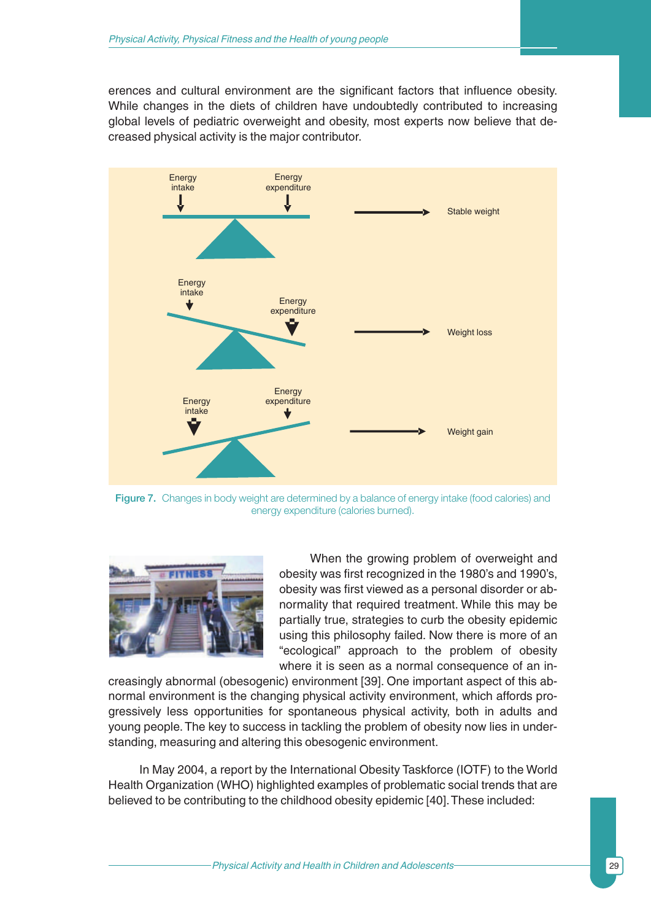erences and cultural environment are the significant factors that influence obesity. While changes in the diets of children have undoubtedly contributed to increasing global levels of pediatric overweight and obesity, most experts now believe that decreased physical activity is the major contributor.

Energy intake | Energy expenditure → Stable weight

Energy intake | Energy expenditure → Weight loss

Energy intake | Energy expenditure → Weight gain

**Figure 7.** Changes in body weight are determined by a balance of energy intake (food calories) and energy expenditure (calories burned).

When the growing problem of overweight and obesity was first recognized in the 1980's and 1990's, obesity was first viewed as a personal disorder or abnormality that required treatment. While this may be partially true, strategies to curb the obesity epidemic using this philosophy failed. Now there is more of an "ecological" approach to the problem of obesity where it is seen as a normal consequence of an increasingly abnormal (obesogenic) environment [39]. One important aspect of this abnormal environment is the changing physical activity environment, which affords progressively less opportunities for spontaneous physical activity, both in adults and young people. The key to success in tackling the problem of obesity now lies in understanding, measuring and altering this obesogenic environment.

In May 2004, a report by the International Obesity Taskforce (IOTF) to the World Health Organization (WHO) highlighted examples of problematic social trends that are believed to be contributing to the childhood obesity epidemic [40]. These included: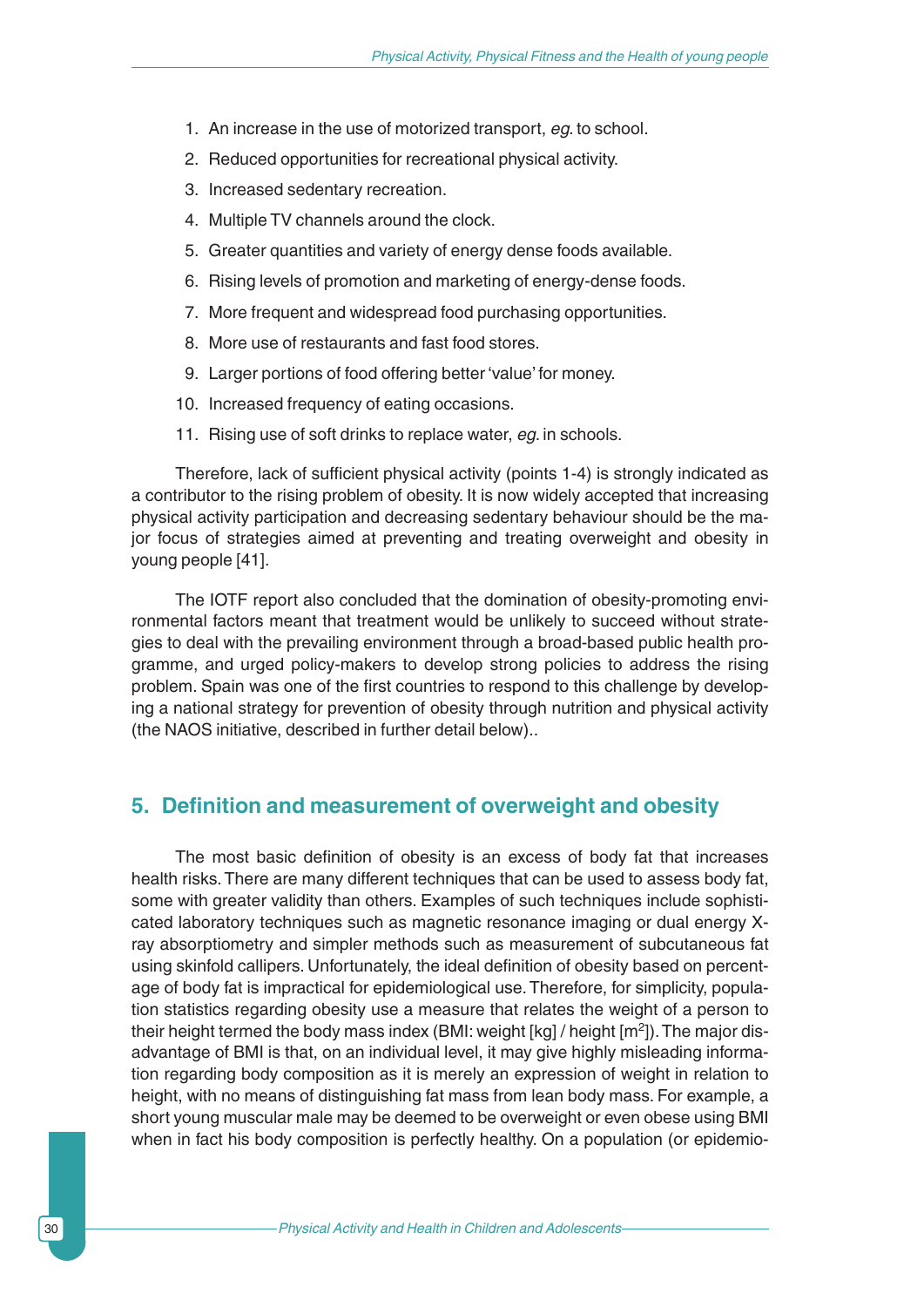1. An increase in the use of motorized transport, *eg*. to school.
2. Reduced opportunities for recreational physical activity.
3. Increased sedentary recreation.
4. Multiple TV channels around the clock.
5. Greater quantities and variety of energy dense foods available.
6. Rising levels of promotion and marketing of energy-dense foods.
7. More frequent and widespread food purchasing opportunities.
8. More use of restaurants and fast food stores.
9. Larger portions of food offering better 'value' for money.
10. Increased frequency of eating occasions.
11. Rising use of soft drinks to replace water, *eg.* in schools.

Therefore, lack of sufficient physical activity (points 1-4) is strongly indicated as a contributor to the rising problem of obesity. It is now widely accepted that increasing physical activity participation and decreasing sedentary behaviour should be the major focus of strategies aimed at preventing and treating overweight and obesity in young people [41].

The IOTF report also concluded that the domination of obesity-promoting environmental factors meant that treatment would be unlikely to succeed without strategies to deal with the prevailing environment through a broad-based public health programme, and urged policy-makers to develop strong policies to address the rising problem. Spain was one of the first countries to respond to this challenge by developing a national strategy for prevention of obesity through nutrition and physical activity (the NAOS initiative, described in further detail below)..

## 5. Definition and measurement of overweight and obesity

The most basic definition of obesity is an excess of body fat that increases health risks. There are many different techniques that can be used to assess body fat, some with greater validity than others. Examples of such techniques include sophisticated laboratory techniques such as magnetic resonance imaging or dual energy X-ray absorptiometry and simpler methods such as measurement of subcutaneous fat using skinfold callipers. Unfortunately, the ideal definition of obesity based on percentage of body fat is impractical for epidemiological use. Therefore, for simplicity, population statistics regarding obesity use a measure that relates the weight of a person to their height termed the body mass index (BMI: weight [kg] / height [$m^2$]). The major disadvantage of BMI is that, on an individual level, it may give highly misleading information regarding body composition as it is merely an expression of weight in relation to height, with no means of distinguishing fat mass from lean body mass. For example, a short young muscular male may be deemed to be overweight or even obese using BMI when in fact his body composition is perfectly healthy. On a population (or epidemio-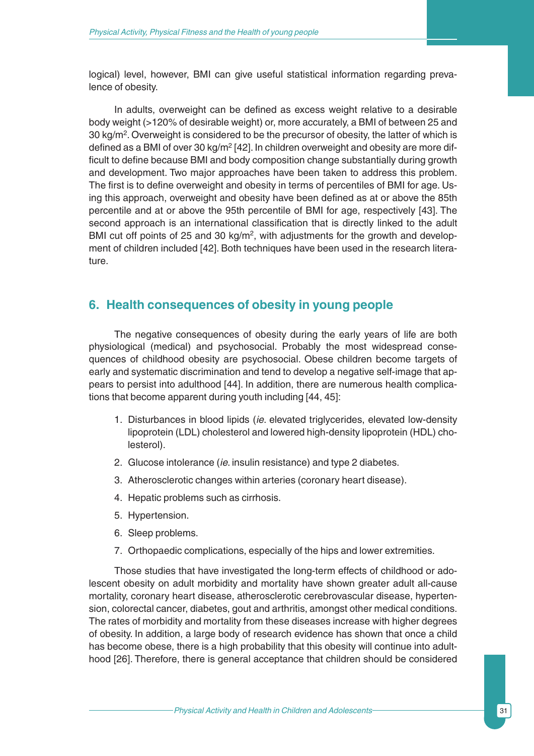logical) level, however, BMI can give useful statistical information regarding prevalence of obesity.

In adults, overweight can be defined as excess weight relative to a desirable body weight (>120% of desirable weight) or, more accurately, a BMI of between 25 and 30 kg/m$^2$. Overweight is considered to be the precursor of obesity, the latter of which is defined as a BMI of over 30 kg/m$^2$ [42]. In children overweight and obesity are more difficult to define because BMI and body composition change substantially during growth and development. Two major approaches have been taken to address this problem. The first is to define overweight and obesity in terms of percentiles of BMI for age. Using this approach, overweight and obesity have been defined as at or above the 85th percentile and at or above the 95th percentile of BMI for age, respectively [43]. The second approach is an international classification that is directly linked to the adult BMI cut off points of 25 and 30 kg/m$^2$, with adjustments for the growth and development of children included [42]. Both techniques have been used in the research literature.

## 6. Health consequences of obesity in young people

The negative consequences of obesity during the early years of life are both physiological (medical) and psychosocial. Probably the most widespread consequences of childhood obesity are psychosocial. Obese children become targets of early and systematic discrimination and tend to develop a negative self-image that appears to persist into adulthood [44]. In addition, there are numerous health complications that become apparent during youth including [44, 45]:

1. Disturbances in blood lipids (*ie.* elevated triglycerides, elevated low-density lipoprotein (LDL) cholesterol and lowered high-density lipoprotein (HDL) cholesterol).
2. Glucose intolerance (*ie.* insulin resistance) and type 2 diabetes.
3. Atherosclerotic changes within arteries (coronary heart disease).
4. Hepatic problems such as cirrhosis.
5. Hypertension.
6. Sleep problems.
7. Orthopaedic complications, especially of the hips and lower extremities.

Those studies that have investigated the long-term effects of childhood or adolescent obesity on adult morbidity and mortality have shown greater adult all-cause mortality, coronary heart disease, atherosclerotic cerebrovascular disease, hypertension, colorectal cancer, diabetes, gout and arthritis, amongst other medical conditions. The rates of morbidity and mortality from these diseases increase with higher degrees of obesity. In addition, a large body of research evidence has shown that once a child has become obese, there is a high probability that this obesity will continue into adulthood [26]. Therefore, there is general acceptance that children should be considered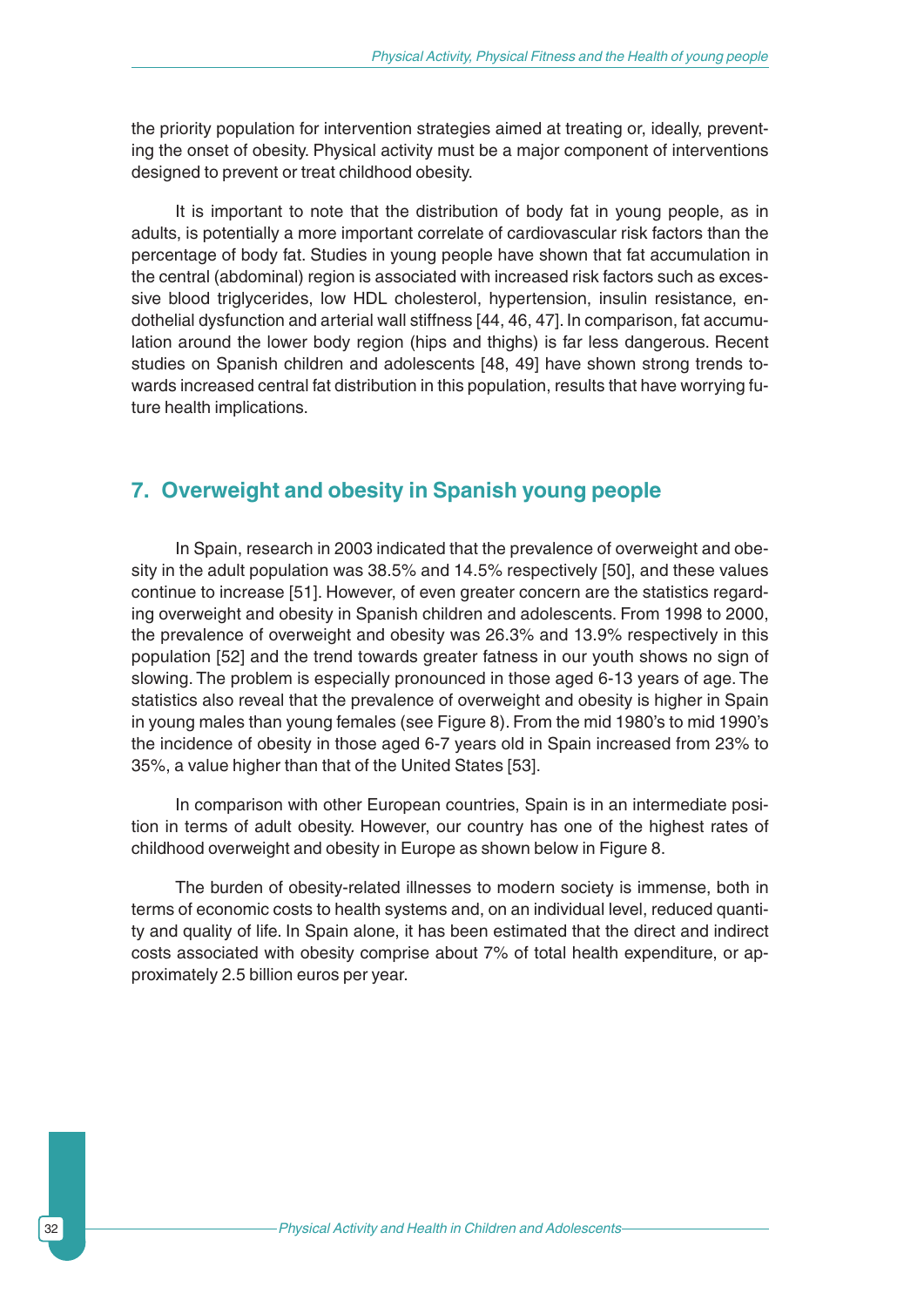the priority population for intervention strategies aimed at treating or, ideally, preventing the onset of obesity. Physical activity must be a major component of interventions designed to prevent or treat childhood obesity.

It is important to note that the distribution of body fat in young people, as in adults, is potentially a more important correlate of cardiovascular risk factors than the percentage of body fat. Studies in young people have shown that fat accumulation in the central (abdominal) region is associated with increased risk factors such as excessive blood triglycerides, low HDL cholesterol, hypertension, insulin resistance, endothelial dysfunction and arterial wall stiffness [44, 46, 47]. In comparison, fat accumulation around the lower body region (hips and thighs) is far less dangerous. Recent studies on Spanish children and adolescents [48, 49] have shown strong trends towards increased central fat distribution in this population, results that have worrying future health implications.

## 7. Overweight and obesity in Spanish young people

In Spain, research in 2003 indicated that the prevalence of overweight and obesity in the adult population was 38.5% and 14.5% respectively [50], and these values continue to increase [51]. However, of even greater concern are the statistics regarding overweight and obesity in Spanish children and adolescents. From 1998 to 2000, the prevalence of overweight and obesity was 26.3% and 13.9% respectively in this population [52] and the trend towards greater fatness in our youth shows no sign of slowing. The problem is especially pronounced in those aged 6-13 years of age. The statistics also reveal that the prevalence of overweight and obesity is higher in Spain in young males than young females (see Figure 8). From the mid 1980's to mid 1990's the incidence of obesity in those aged 6-7 years old in Spain increased from 23% to 35%, a value higher than that of the United States [53].

In comparison with other European countries, Spain is in an intermediate position in terms of adult obesity. However, our country has one of the highest rates of childhood overweight and obesity in Europe as shown below in Figure 8.

The burden of obesity-related illnesses to modern society is immense, both in terms of economic costs to health systems and, on an individual level, reduced quantity and quality of life. In Spain alone, it has been estimated that the direct and indirect costs associated with obesity comprise about 7% of total health expenditure, or approximately 2.5 billion euros per year.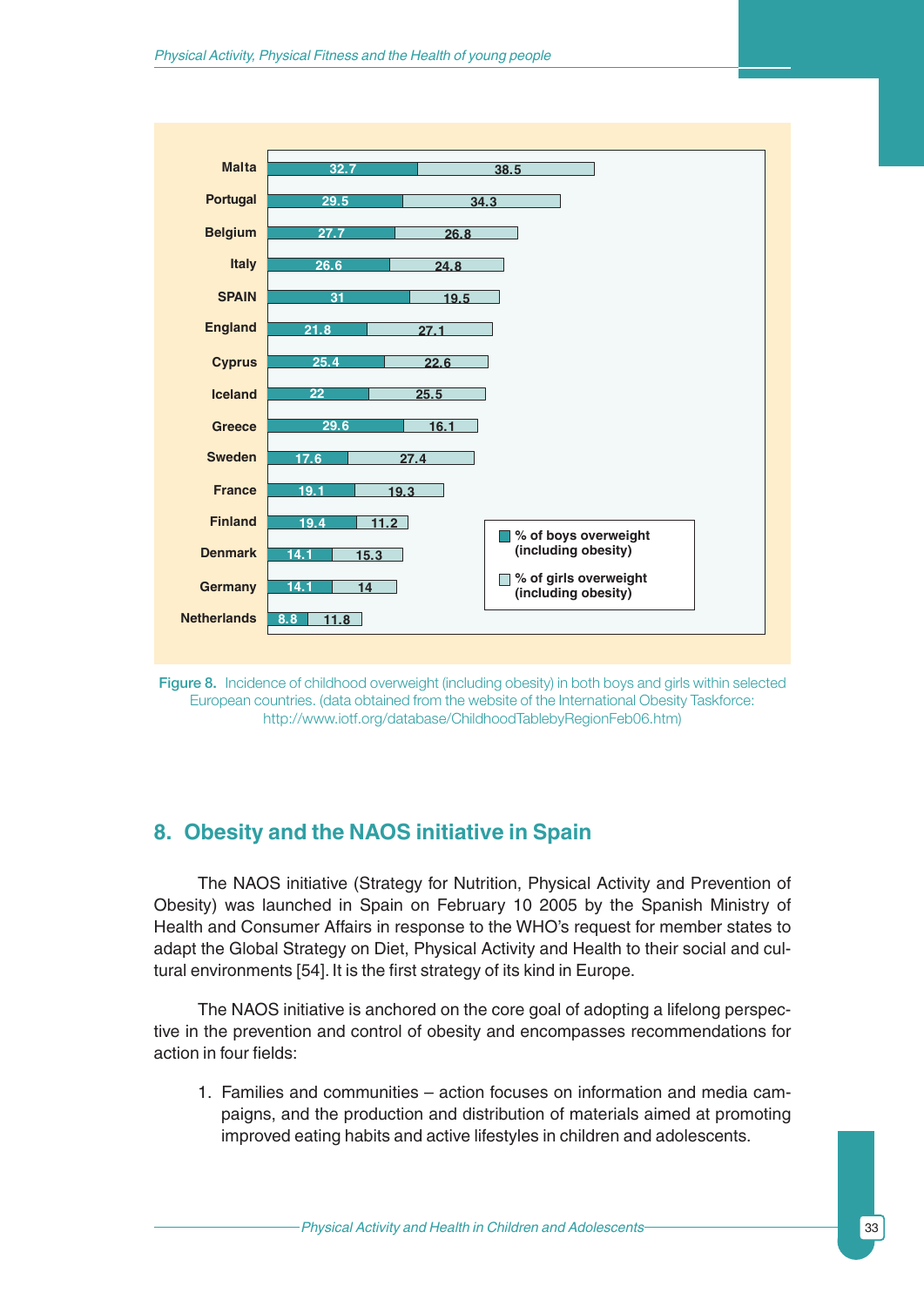| Country | % of boys overweight (including obesity) | % of girls overweight (including obesity) |
|---|---|---|
| Malta | 32.7 | 38.5 |
| Portugal | 29.5 | 34.3 |
| Belgium | 27.7 | 26.8 |
| Italy | 26.6 | 24.8 |
| SPAIN | 31 | 19.5 |
| England | 21.8 | 27.1 |
| Cyprus | 25.4 | 22.6 |
| Iceland | 22 | 25.5 |
| Greece | 29.6 | 16.1 |
| Sweden | 17.6 | 27.4 |
| France | 19.1 | 19.3 |
| Finland | 19.4 | 11.2 |
| Denmark | 14.1 | 15.3 |
| Germany | 14.1 | 14 |
| Netherlands | 8.8 | 11.8 |

**Figure 8.** Incidence of childhood overweight (including obesity) in both boys and girls within selected European countries. (data obtained from the website of the International Obesity Taskforce: http://www.iotf.org/database/ChildhoodTablebyRegionFeb06.htm)

## 8. Obesity and the NAOS initiative in Spain

The NAOS initiative (Strategy for Nutrition, Physical Activity and Prevention of Obesity) was launched in Spain on February 10 2005 by the Spanish Ministry of Health and Consumer Affairs in response to the WHO's request for member states to adapt the Global Strategy on Diet, Physical Activity and Health to their social and cultural environments [54]. It is the first strategy of its kind in Europe.

The NAOS initiative is anchored on the core goal of adopting a lifelong perspective in the prevention and control of obesity and encompasses recommendations for action in four fields:

1. Families and communities – action focuses on information and media campaigns, and the production and distribution of materials aimed at promoting improved eating habits and active lifestyles in children and adolescents.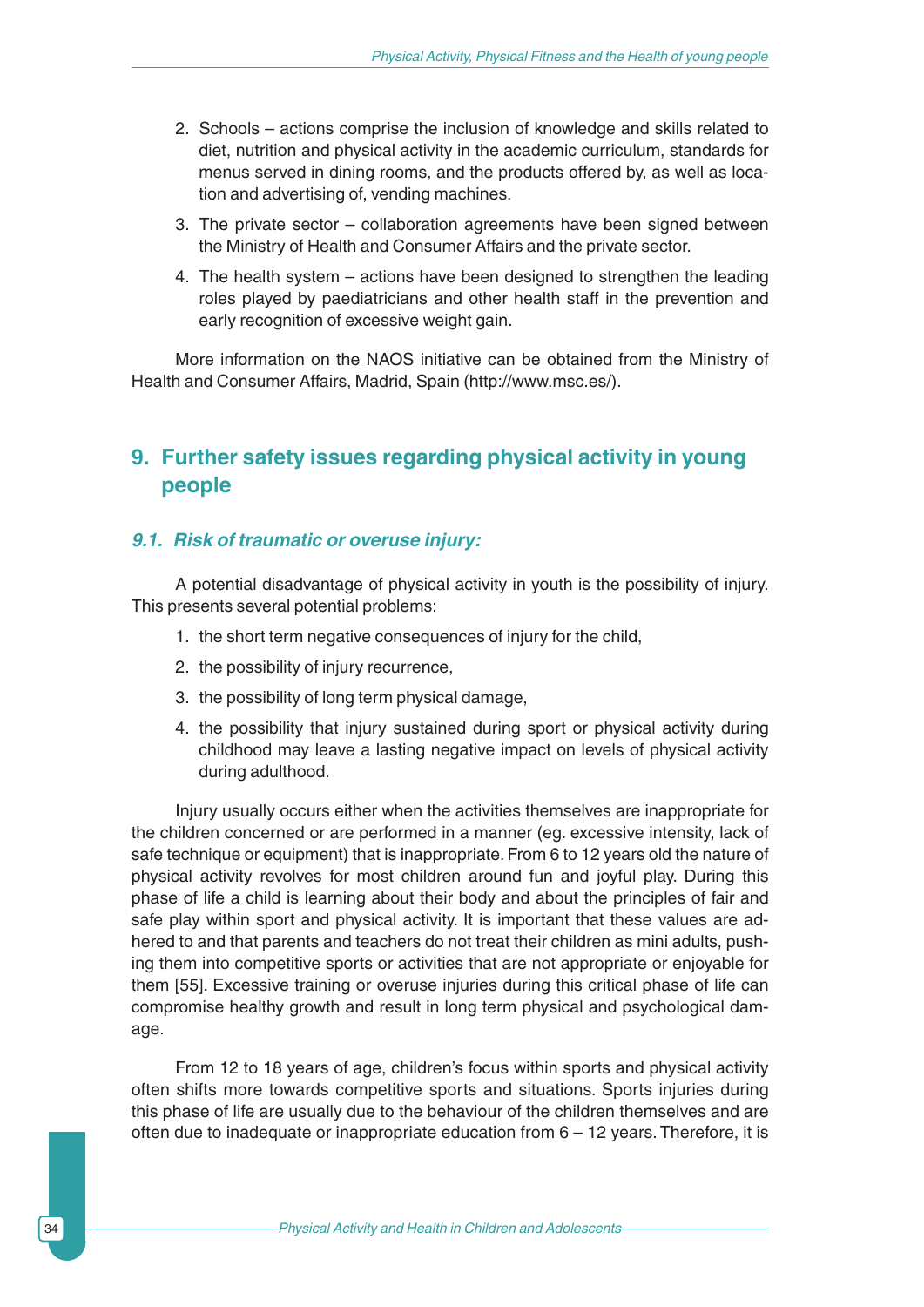2. Schools – actions comprise the inclusion of knowledge and skills related to diet, nutrition and physical activity in the academic curriculum, standards for menus served in dining rooms, and the products offered by, as well as location and advertising of, vending machines.
3. The private sector – collaboration agreements have been signed between the Ministry of Health and Consumer Affairs and the private sector.
4. The health system – actions have been designed to strengthen the leading roles played by paediatricians and other health staff in the prevention and early recognition of excessive weight gain.

More information on the NAOS initiative can be obtained from the Ministry of Health and Consumer Affairs, Madrid, Spain (http://www.msc.es/).

## 9. Further safety issues regarding physical activity in young people

### *9.1. Risk of traumatic or overuse injury:*

A potential disadvantage of physical activity in youth is the possibility of injury. This presents several potential problems:

1. the short term negative consequences of injury for the child,
2. the possibility of injury recurrence,
3. the possibility of long term physical damage,
4. the possibility that injury sustained during sport or physical activity during childhood may leave a lasting negative impact on levels of physical activity during adulthood.

Injury usually occurs either when the activities themselves are inappropriate for the children concerned or are performed in a manner (eg. excessive intensity, lack of safe technique or equipment) that is inappropriate. From 6 to 12 years old the nature of physical activity revolves for most children around fun and joyful play. During this phase of life a child is learning about their body and about the principles of fair and safe play within sport and physical activity. It is important that these values are adhered to and that parents and teachers do not treat their children as mini adults, pushing them into competitive sports or activities that are not appropriate or enjoyable for them [55]. Excessive training or overuse injuries during this critical phase of life can compromise healthy growth and result in long term physical and psychological damage.

From 12 to 18 years of age, children's focus within sports and physical activity often shifts more towards competitive sports and situations. Sports injuries during this phase of life are usually due to the behaviour of the children themselves and are often due to inadequate or inappropriate education from 6 – 12 years. Therefore, it is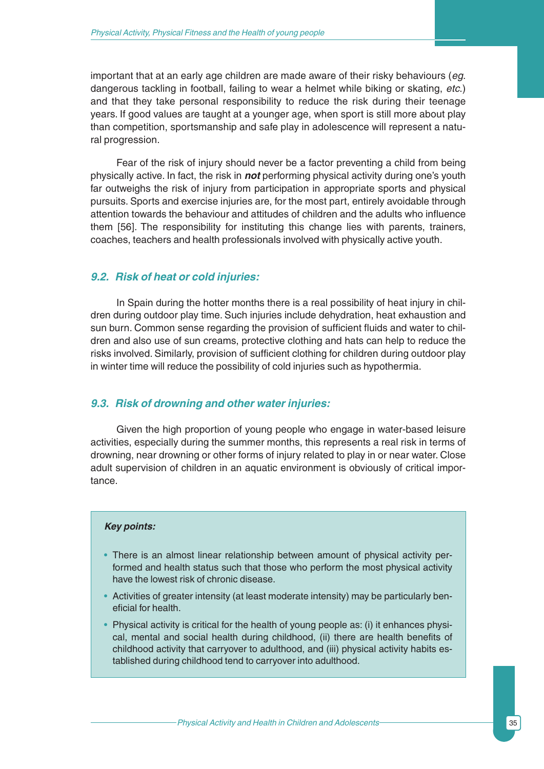important that at an early age children are made aware of their risky behaviours (*eg.* dangerous tackling in football, failing to wear a helmet while biking or skating, *etc.*) and that they take personal responsibility to reduce the risk during their teenage years. If good values are taught at a younger age, when sport is still more about play than competition, sportsmanship and safe play in adolescence will represent a natural progression.

Fear of the risk of injury should never be a factor preventing a child from being physically active. In fact, the risk in ***not*** performing physical activity during one's youth far outweighs the risk of injury from participation in appropriate sports and physical pursuits. Sports and exercise injuries are, for the most part, entirely avoidable through attention towards the behaviour and attitudes of children and the adults who influence them [56]. The responsibility for instituting this change lies with parents, trainers, coaches, teachers and health professionals involved with physically active youth.

### *9.2. Risk of heat or cold injuries:*

In Spain during the hotter months there is a real possibility of heat injury in children during outdoor play time. Such injuries include dehydration, heat exhaustion and sun burn. Common sense regarding the provision of sufficient fluids and water to children and also use of sun creams, protective clothing and hats can help to reduce the risks involved. Similarly, provision of sufficient clothing for children during outdoor play in winter time will reduce the possibility of cold injuries such as hypothermia.

### *9.3. Risk of drowning and other water injuries:*

Given the high proportion of young people who engage in water-based leisure activities, especially during the summer months, this represents a real risk in terms of drowning, near drowning or other forms of injury related to play in or near water. Close adult supervision of children in an aquatic environment is obviously of critical importance.

***Key points:***

- There is an almost linear relationship between amount of physical activity performed and health status such that those who perform the most physical activity have the lowest risk of chronic disease.
- Activities of greater intensity (at least moderate intensity) may be particularly beneficial for health.
- Physical activity is critical for the health of young people as: (i) it enhances physical, mental and social health during childhood, (ii) there are health benefits of childhood activity that carryover to adulthood, and (iii) physical activity habits established during childhood tend to carryover into adulthood.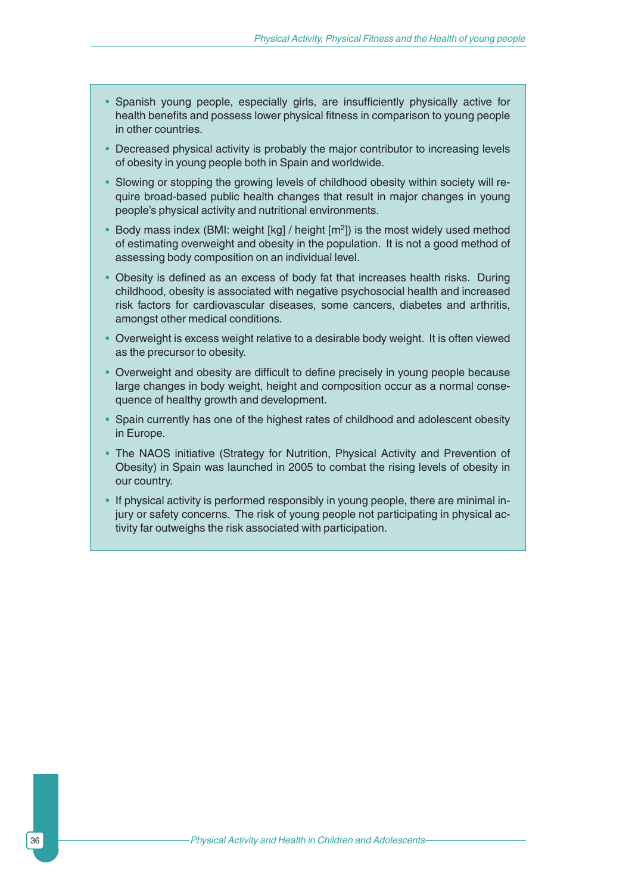- Spanish young people, especially girls, are insufficiently physically active for health benefits and possess lower physical fitness in comparison to young people in other countries.
- Decreased physical activity is probably the major contributor to increasing levels of obesity in young people both in Spain and worldwide.
- Slowing or stopping the growing levels of childhood obesity within society will require broad-based public health changes that result in major changes in young people's physical activity and nutritional environments.
- Body mass index (BMI: weight [kg] / height [$m^2$]) is the most widely used method of estimating overweight and obesity in the population. It is not a good method of assessing body composition on an individual level.
- Obesity is defined as an excess of body fat that increases health risks. During childhood, obesity is associated with negative psychosocial health and increased risk factors for cardiovascular diseases, some cancers, diabetes and arthritis, amongst other medical conditions.
- Overweight is excess weight relative to a desirable body weight. It is often viewed as the precursor to obesity.
- Overweight and obesity are difficult to define precisely in young people because large changes in body weight, height and composition occur as a normal consequence of healthy growth and development.
- Spain currently has one of the highest rates of childhood and adolescent obesity in Europe.
- The NAOS initiative (Strategy for Nutrition, Physical Activity and Prevention of Obesity) in Spain was launched in 2005 to combat the rising levels of obesity in our country.
- If physical activity is performed responsibly in young people, there are minimal injury or safety concerns. The risk of young people not participating in physical activity far outweighs the risk associated with participation.